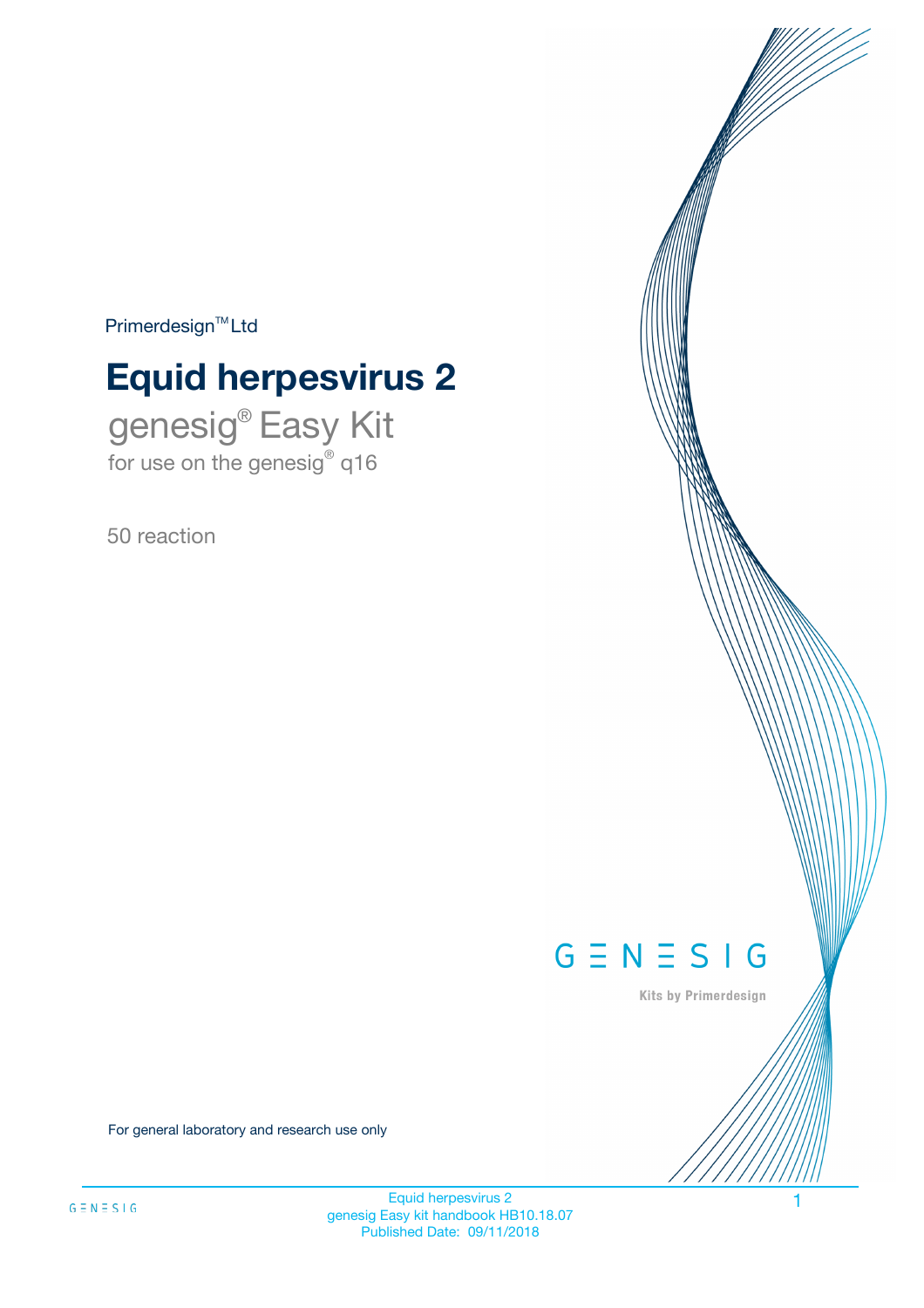Primerdesign™ Ltd

# Equid herpesvirus 2

genesig® Easy Kit

for use on the genesig® q16

50 reaction

GENESIG

Kits by Primerdesign

For general laboratory and research use only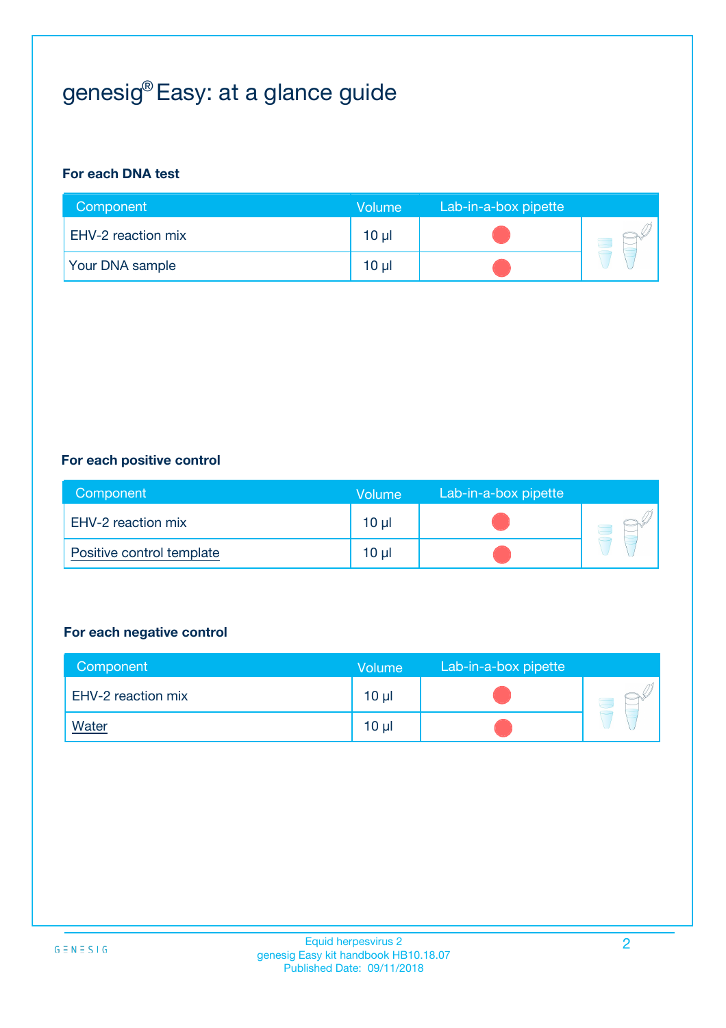# genesig® Easy: at a glance guide

**For each DNA test**

| Component | Volume | Lab-in-a-box pipette |
| --- | --- | --- |
| EHV-2 reaction mix | 10 µl | |
| Your DNA sample | 10 µl | |

**For each positive control**

| Component | Volume | Lab-in-a-box pipette |
| --- | --- | --- |
| EHV-2 reaction mix | 10 µl | |
| Positive control template | 10 µl | |

**For each negative control**

| Component | Volume | Lab-in-a-box pipette |
| --- | --- | --- |
| EHV-2 reaction mix | 10 µl | |
| Water | 10 µl | |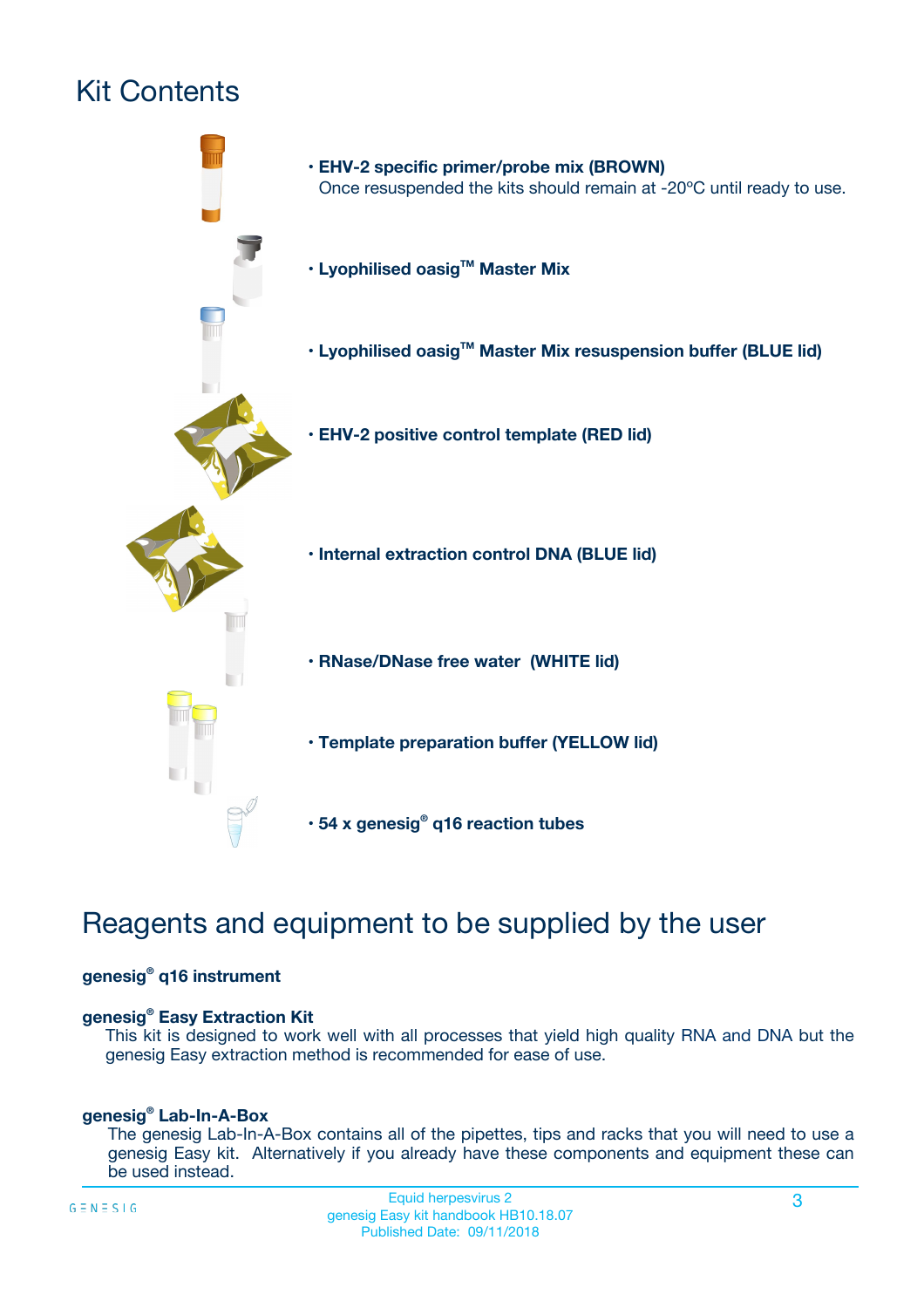# Kit Contents

- **EHV-2 specific primer/probe mix (BROWN)**
  Once resuspended the kits should remain at -20ºC until ready to use.
- **Lyophilised oasig™ Master Mix**
- **Lyophilised oasig™ Master Mix resuspension buffer (BLUE lid)**
- **EHV-2 positive control template (RED lid)**
- **Internal extraction control DNA (BLUE lid)**
- **RNase/DNase free water (WHITE lid)**
- **Template preparation buffer (YELLOW lid)**
- **54 x genesig® q16 reaction tubes**

# Reagents and equipment to be supplied by the user

**genesig® q16 instrument**

**genesig® Easy Extraction Kit**
This kit is designed to work well with all processes that yield high quality RNA and DNA but the genesig Easy extraction method is recommended for ease of use.

**genesig® Lab-In-A-Box**
The genesig Lab-In-A-Box contains all of the pipettes, tips and racks that you will need to use a genesig Easy kit. Alternatively if you already have these components and equipment these can be used instead.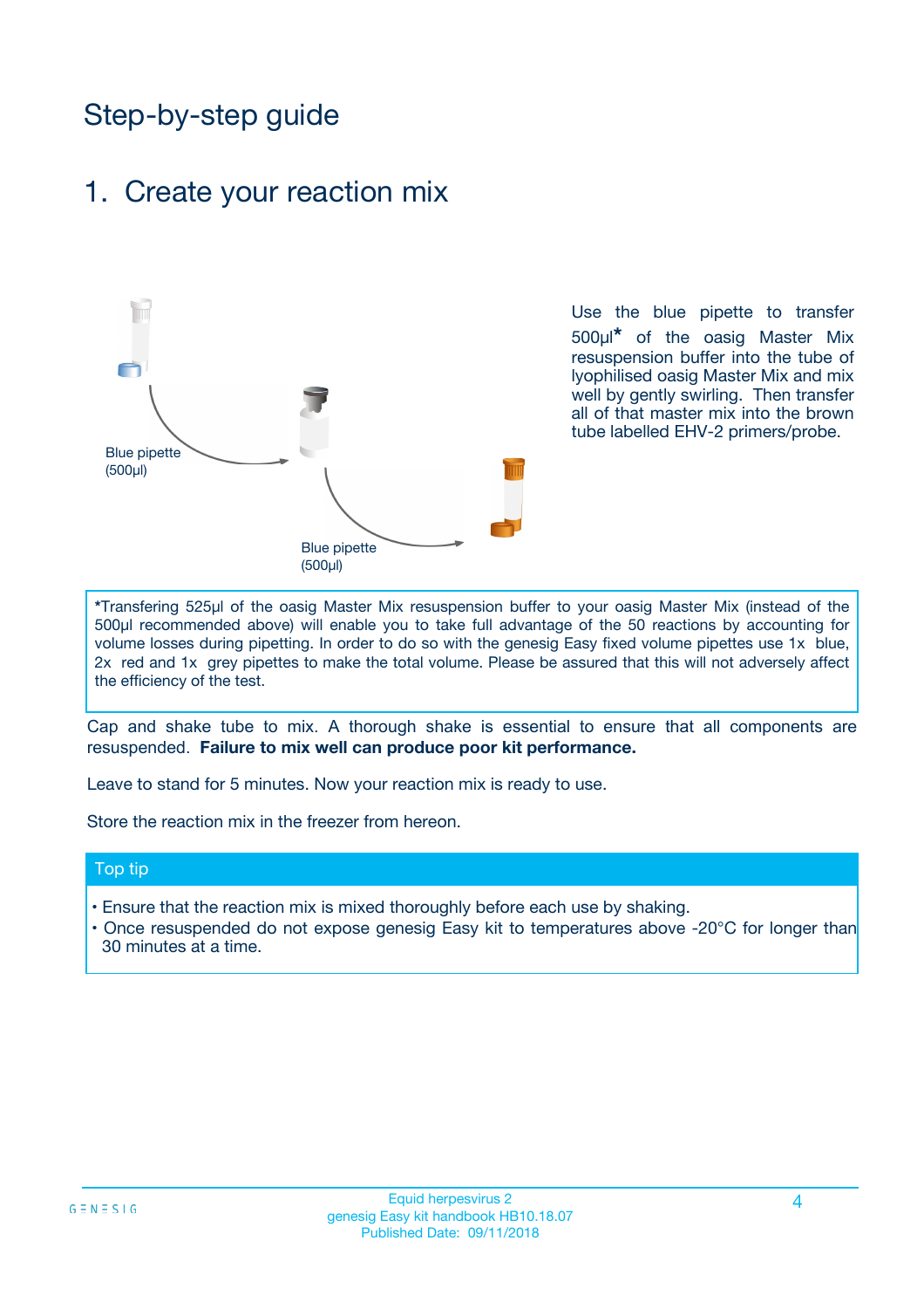# Step-by-step guide

## 1. Create your reaction mix

Blue pipette (500µl)

Blue pipette (500µl)

Use the blue pipette to transfer 500µl* of the oasig Master Mix resuspension buffer into the tube of lyophilised oasig Master Mix and mix well by gently swirling. Then transfer all of that master mix into the brown tube labelled EHV-2 primers/probe.

*Transfering 525µl of the oasig Master Mix resuspension buffer to your oasig Master Mix (instead of the 500µl recommended above) will enable you to take full advantage of the 50 reactions by accounting for volume losses during pipetting. In order to do so with the genesig Easy fixed volume pipettes use 1x blue, 2x red and 1x grey pipettes to make the total volume. Please be assured that this will not adversely affect the efficiency of the test.

Cap and shake tube to mix. A thorough shake is essential to ensure that all components are resuspended. **Failure to mix well can produce poor kit performance.**

Leave to stand for 5 minutes. Now your reaction mix is ready to use.

Store the reaction mix in the freezer from hereon.

### Top tip

- Ensure that the reaction mix is mixed thoroughly before each use by shaking.
- Once resuspended do not expose genesig Easy kit to temperatures above -20°C for longer than 30 minutes at a time.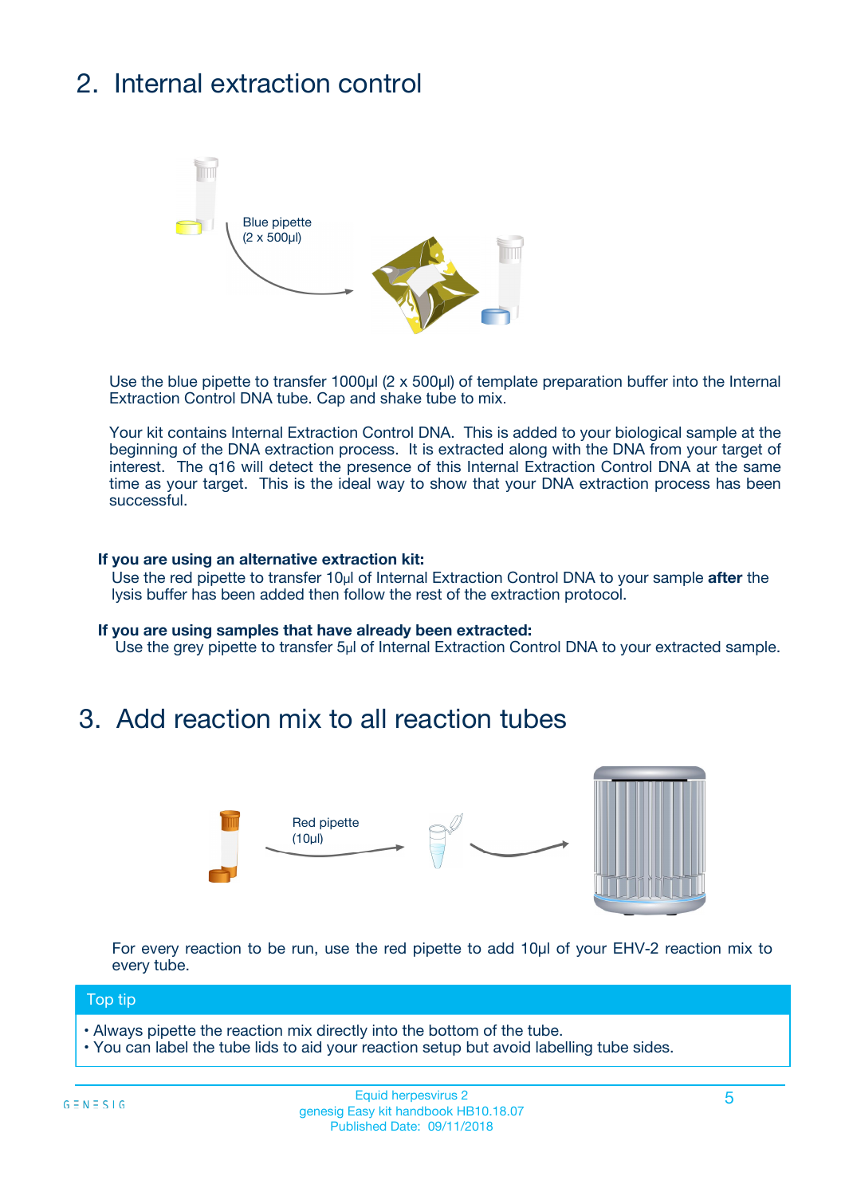## 2. Internal extraction control

Blue pipette
(2 x 500µl)

Use the blue pipette to transfer 1000µl (2 x 500µl) of template preparation buffer into the Internal Extraction Control DNA tube. Cap and shake tube to mix.

Your kit contains Internal Extraction Control DNA. This is added to your biological sample at the beginning of the DNA extraction process. It is extracted along with the DNA from your target of interest. The q16 will detect the presence of this Internal Extraction Control DNA at the same time as your target. This is the ideal way to show that your DNA extraction process has been successful.

**If you are using an alternative extraction kit:**
Use the red pipette to transfer 10µl of Internal Extraction Control DNA to your sample **after** the lysis buffer has been added then follow the rest of the extraction protocol.

**If you are using samples that have already been extracted:**
Use the grey pipette to transfer 5µl of Internal Extraction Control DNA to your extracted sample.

## 3. Add reaction mix to all reaction tubes

Red pipette
(10µl)

For every reaction to be run, use the red pipette to add 10µl of your EHV-2 reaction mix to every tube.

**Top tip**

- Always pipette the reaction mix directly into the bottom of the tube.
- You can label the tube lids to aid your reaction setup but avoid labelling tube sides.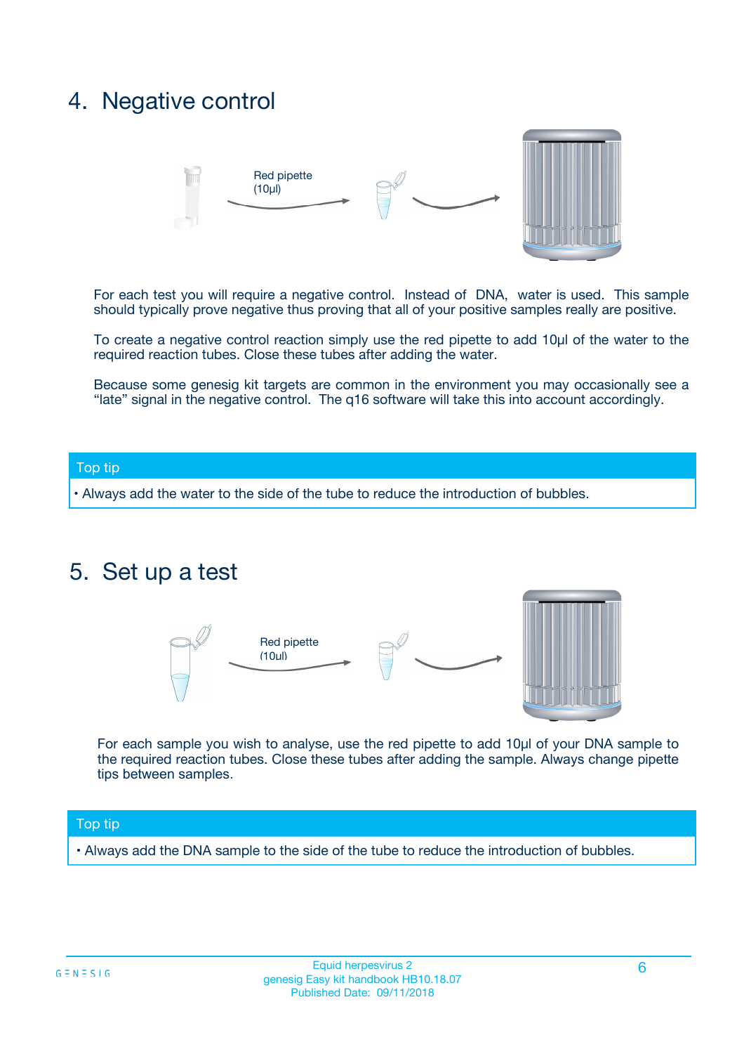## 4. Negative control

Red pipette (10µl)

For each test you will require a negative control. Instead of DNA, water is used. This sample should typically prove negative thus proving that all of your positive samples really are positive.

To create a negative control reaction simply use the red pipette to add 10µl of the water to the required reaction tubes. Close these tubes after adding the water.

Because some genesig kit targets are common in the environment you may occasionally see a "late" signal in the negative control. The q16 software will take this into account accordingly.

**Top tip**

- Always add the water to the side of the tube to reduce the introduction of bubbles.

## 5. Set up a test

Red pipette (10µl)

For each sample you wish to analyse, use the red pipette to add 10µl of your DNA sample to the required reaction tubes. Close these tubes after adding the sample. Always change pipette tips between samples.

**Top tip**

- Always add the DNA sample to the side of the tube to reduce the introduction of bubbles.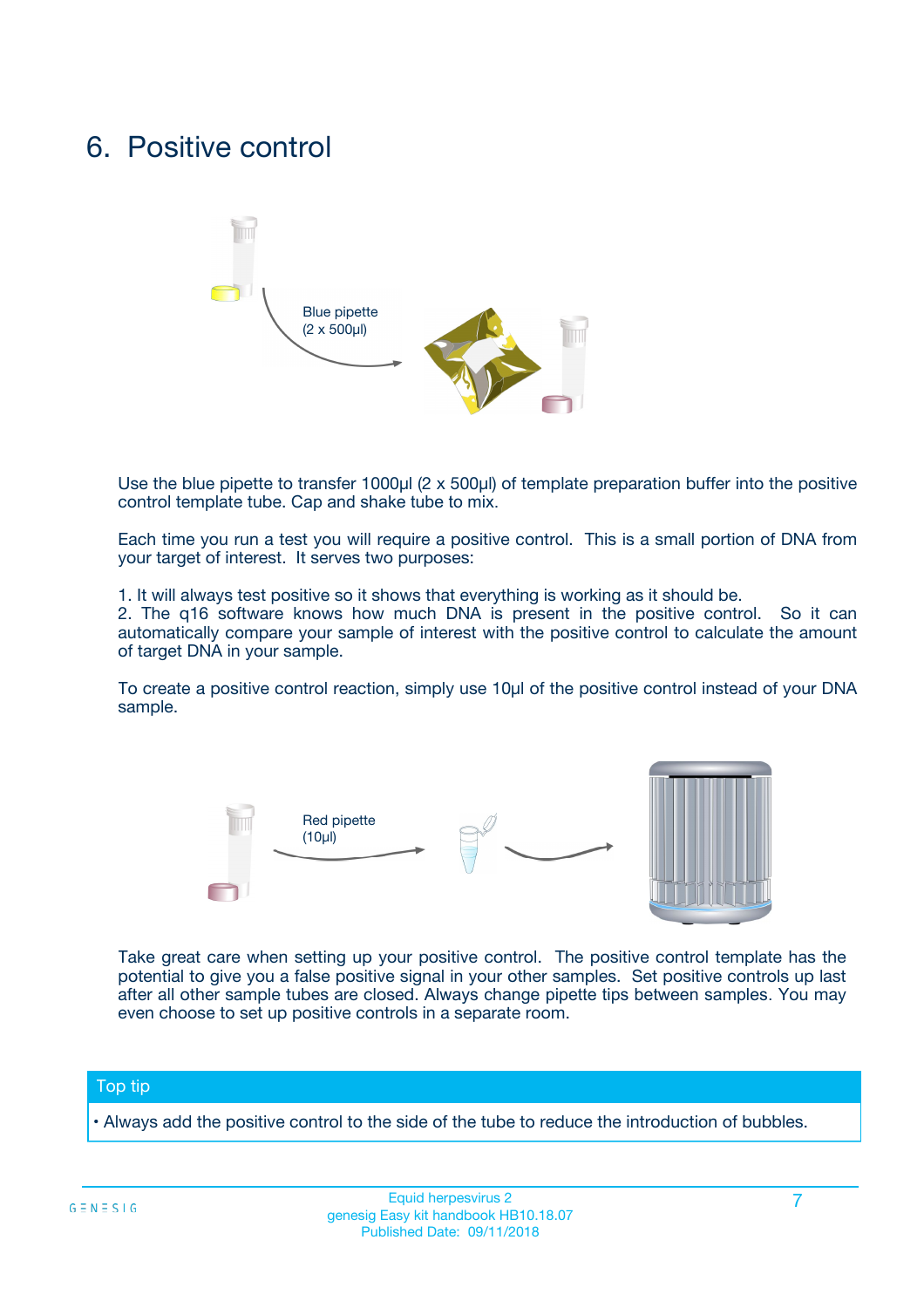# 6. Positive control

Blue pipette (2 x 500µl)

Use the blue pipette to transfer 1000µl (2 x 500µl) of template preparation buffer into the positive control template tube. Cap and shake tube to mix.

Each time you run a test you will require a positive control. This is a small portion of DNA from your target of interest. It serves two purposes:

1. It will always test positive so it shows that everything is working as it should be.
2. The q16 software knows how much DNA is present in the positive control. So it can automatically compare your sample of interest with the positive control to calculate the amount of target DNA in your sample.

To create a positive control reaction, simply use 10µl of the positive control instead of your DNA sample.

Red pipette (10µl)

Take great care when setting up your positive control. The positive control template has the potential to give you a false positive signal in your other samples. Set positive controls up last after all other sample tubes are closed. Always change pipette tips between samples. You may even choose to set up positive controls in a separate room.

## Top tip

- Always add the positive control to the side of the tube to reduce the introduction of bubbles.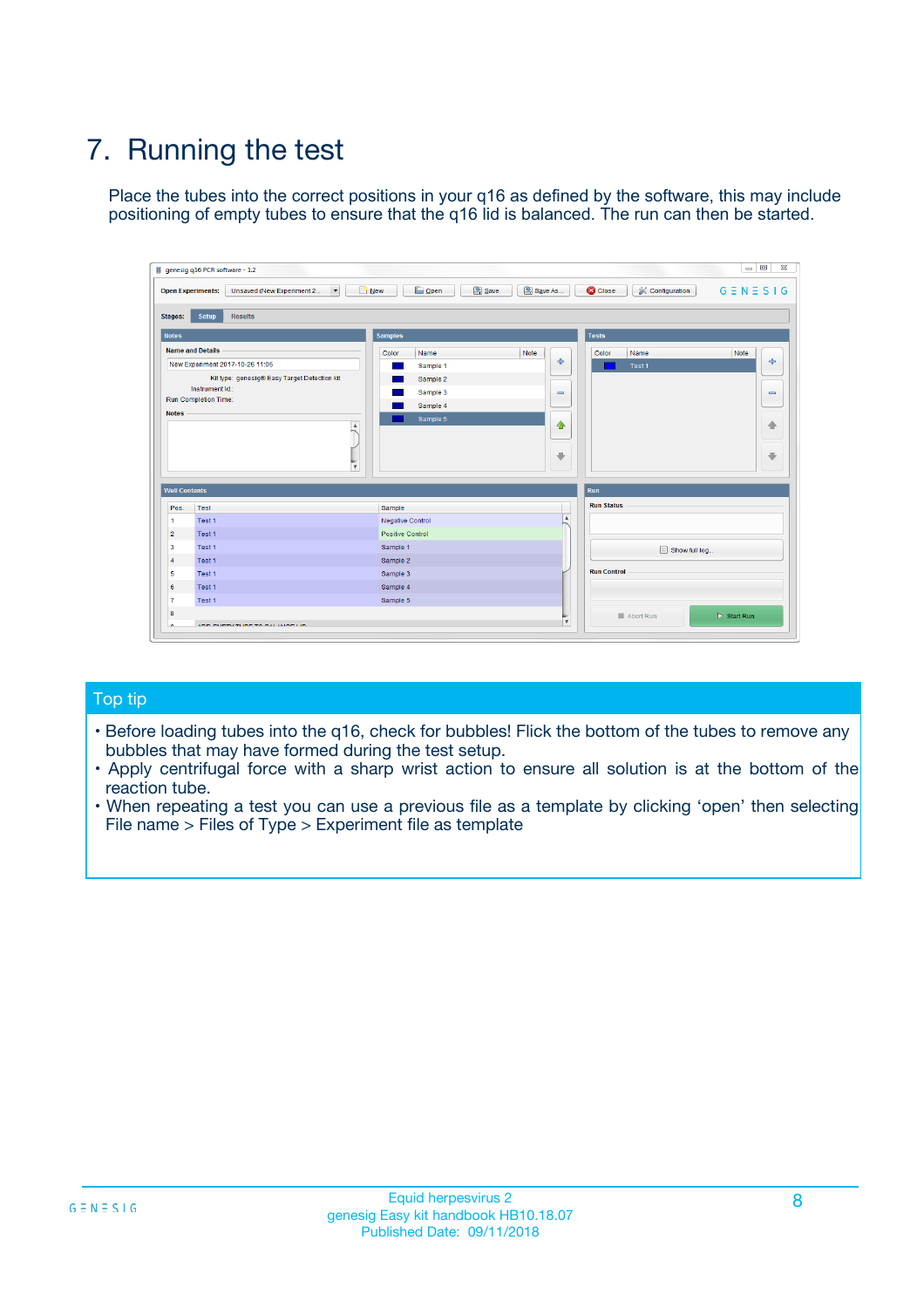# 7. Running the test

Place the tubes into the correct positions in your q16 as defined by the software, this may include positioning of empty tubes to ensure that the q16 lid is balanced. The run can then be started.

## Top tip

- Before loading tubes into the q16, check for bubbles! Flick the bottom of the tubes to remove any bubbles that may have formed during the test setup.
- Apply centrifugal force with a sharp wrist action to ensure all solution is at the bottom of the reaction tube.
- When repeating a test you can use a previous file as a template by clicking 'open' then selecting File name > Files of Type > Experiment file as template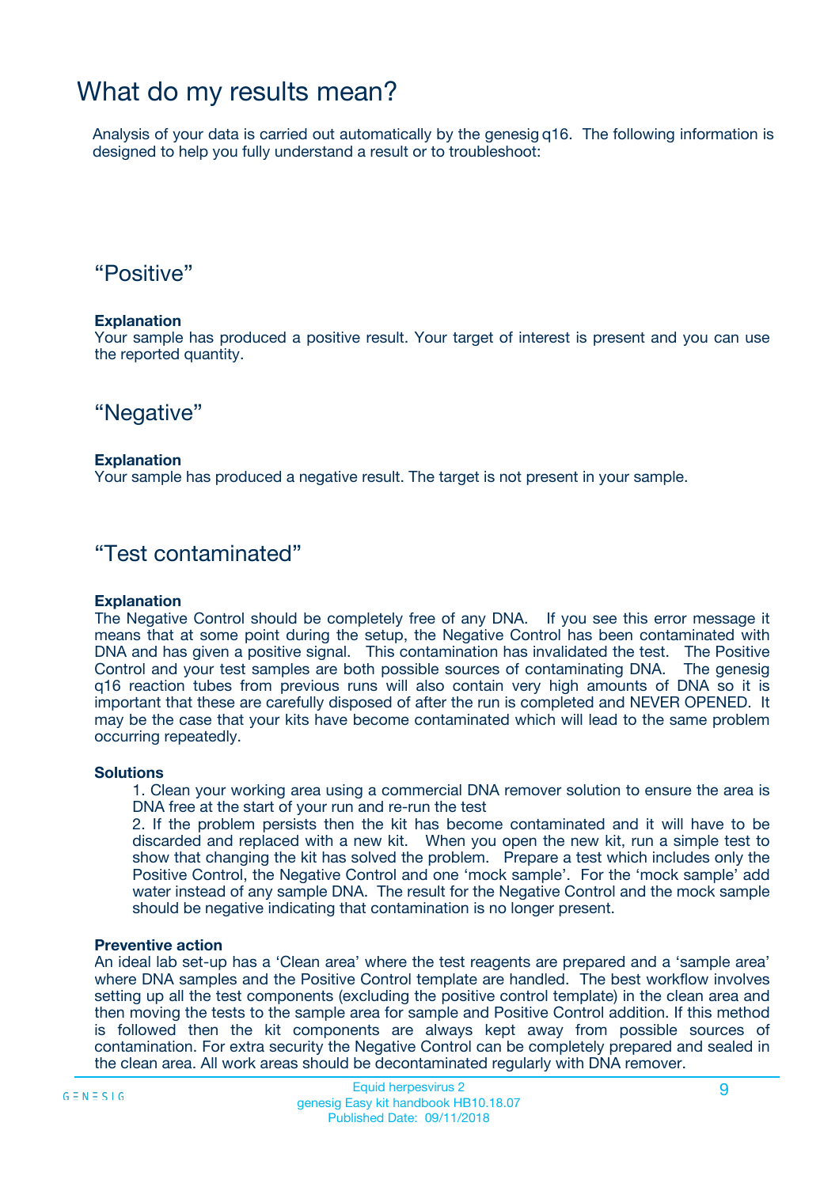# What do my results mean?

Analysis of your data is carried out automatically by the genesig q16. The following information is designed to help you fully understand a result or to troubleshoot:

## “Positive”

**Explanation**
Your sample has produced a positive result. Your target of interest is present and you can use the reported quantity.

## “Negative”

**Explanation**
Your sample has produced a negative result. The target is not present in your sample.

## “Test contaminated”

**Explanation**
The Negative Control should be completely free of any DNA. If you see this error message it means that at some point during the setup, the Negative Control has been contaminated with DNA and has given a positive signal. This contamination has invalidated the test. The Positive Control and your test samples are both possible sources of contaminating DNA. The genesig q16 reaction tubes from previous runs will also contain very high amounts of DNA so it is important that these are carefully disposed of after the run is completed and NEVER OPENED. It may be the case that your kits have become contaminated which will lead to the same problem occurring repeatedly.

**Solutions**

1. Clean your working area using a commercial DNA remover solution to ensure the area is DNA free at the start of your run and re-run the test
2. If the problem persists then the kit has become contaminated and it will have to be discarded and replaced with a new kit. When you open the new kit, run a simple test to show that changing the kit has solved the problem. Prepare a test which includes only the Positive Control, the Negative Control and one ‘mock sample’. For the ‘mock sample’ add water instead of any sample DNA. The result for the Negative Control and the mock sample should be negative indicating that contamination is no longer present.

**Preventive action**
An ideal lab set-up has a ‘Clean area’ where the test reagents are prepared and a ‘sample area’ where DNA samples and the Positive Control template are handled. The best workflow involves setting up all the test components (excluding the positive control template) in the clean area and then moving the tests to the sample area for sample and Positive Control addition. If this method is followed then the kit components are always kept away from possible sources of contamination. For extra security the Negative Control can be completely prepared and sealed in the clean area. All work areas should be decontaminated regularly with DNA remover.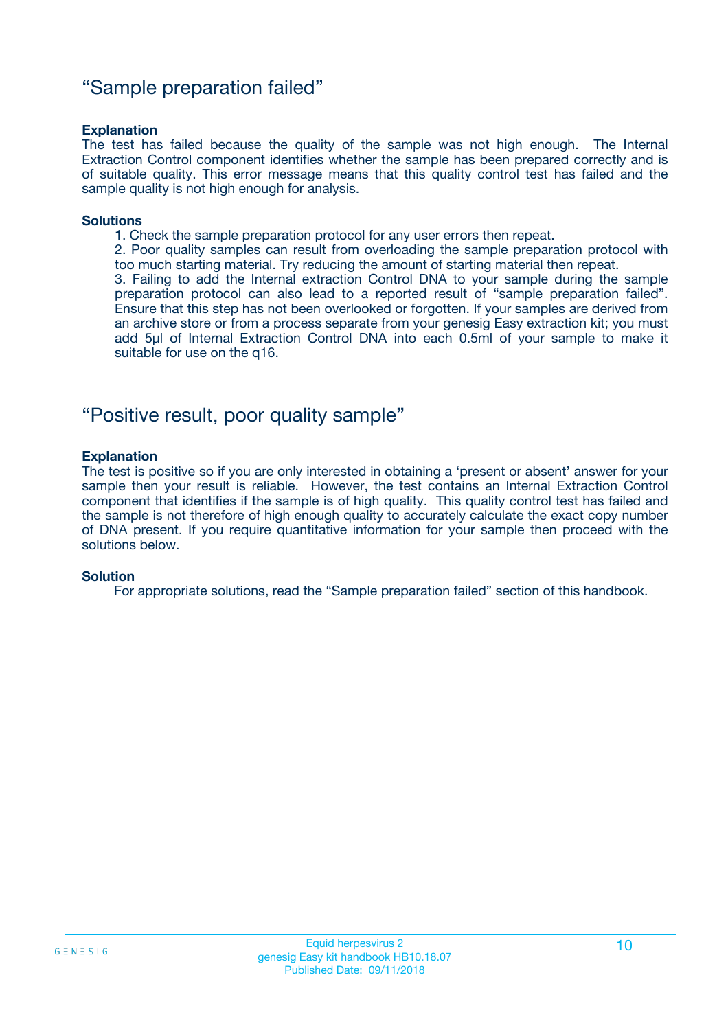## "Sample preparation failed"

**Explanation**

The test has failed because the quality of the sample was not high enough. The Internal Extraction Control component identifies whether the sample has been prepared correctly and is of suitable quality. This error message means that this quality control test has failed and the sample quality is not high enough for analysis.

**Solutions**

1. Check the sample preparation protocol for any user errors then repeat.
2. Poor quality samples can result from overloading the sample preparation protocol with too much starting material. Try reducing the amount of starting material then repeat.
3. Failing to add the Internal extraction Control DNA to your sample during the sample preparation protocol can also lead to a reported result of "sample preparation failed". Ensure that this step has not been overlooked or forgotten. If your samples are derived from an archive store or from a process separate from your genesig Easy extraction kit; you must add 5µl of Internal Extraction Control DNA into each 0.5ml of your sample to make it suitable for use on the q16.

## "Positive result, poor quality sample"

**Explanation**

The test is positive so if you are only interested in obtaining a 'present or absent' answer for your sample then your result is reliable. However, the test contains an Internal Extraction Control component that identifies if the sample is of high quality. This quality control test has failed and the sample is not therefore of high enough quality to accurately calculate the exact copy number of DNA present. If you require quantitative information for your sample then proceed with the solutions below.

**Solution**

For appropriate solutions, read the "Sample preparation failed" section of this handbook.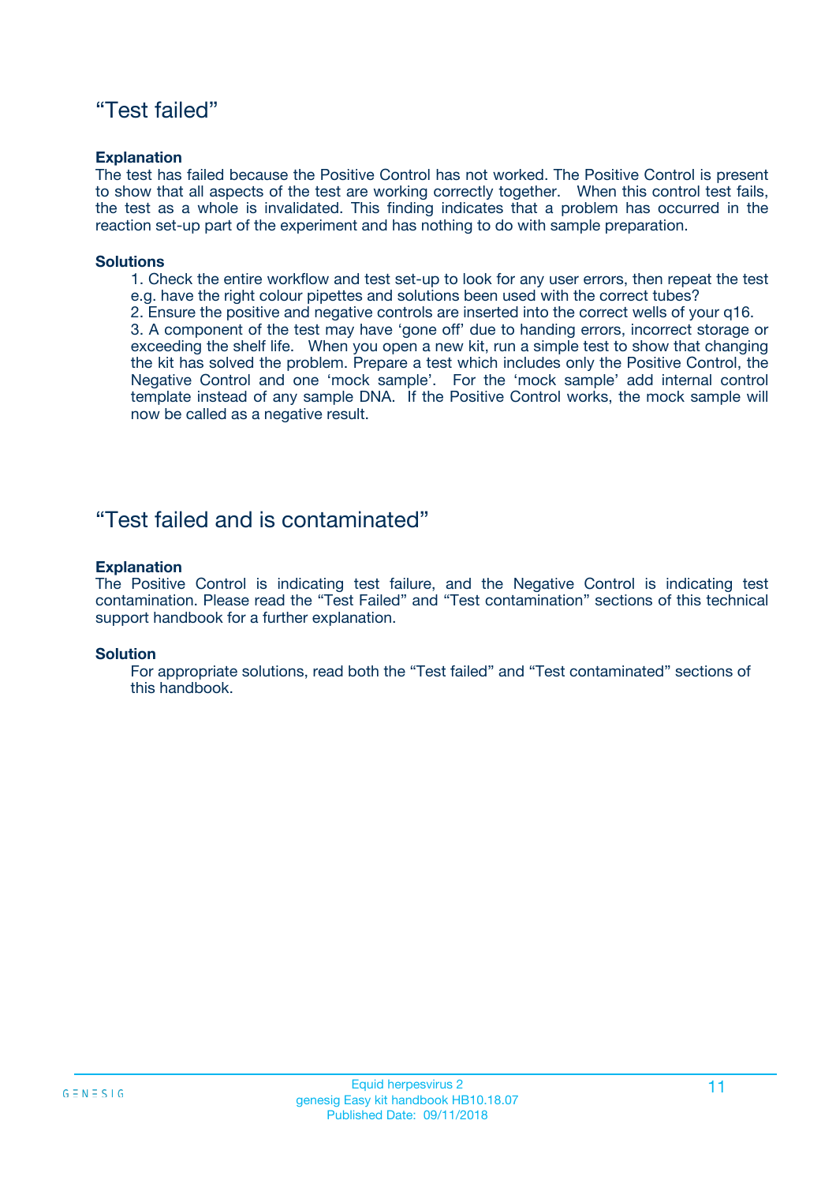## “Test failed”

**Explanation**

The test has failed because the Positive Control has not worked. The Positive Control is present to show that all aspects of the test are working correctly together. When this control test fails, the test as a whole is invalidated. This finding indicates that a problem has occurred in the reaction set-up part of the experiment and has nothing to do with sample preparation.

**Solutions**

1. Check the entire workflow and test set-up to look for any user errors, then repeat the test e.g. have the right colour pipettes and solutions been used with the correct tubes?
2. Ensure the positive and negative controls are inserted into the correct wells of your q16.
3. A component of the test may have ‘gone off’ due to handing errors, incorrect storage or exceeding the shelf life. When you open a new kit, run a simple test to show that changing the kit has solved the problem. Prepare a test which includes only the Positive Control, the Negative Control and one ‘mock sample’. For the ‘mock sample’ add internal control template instead of any sample DNA. If the Positive Control works, the mock sample will now be called as a negative result.

## “Test failed and is contaminated”

**Explanation**

The Positive Control is indicating test failure, and the Negative Control is indicating test contamination. Please read the “Test Failed” and “Test contamination” sections of this technical support handbook for a further explanation.

**Solution**

For appropriate solutions, read both the “Test failed” and “Test contaminated” sections of this handbook.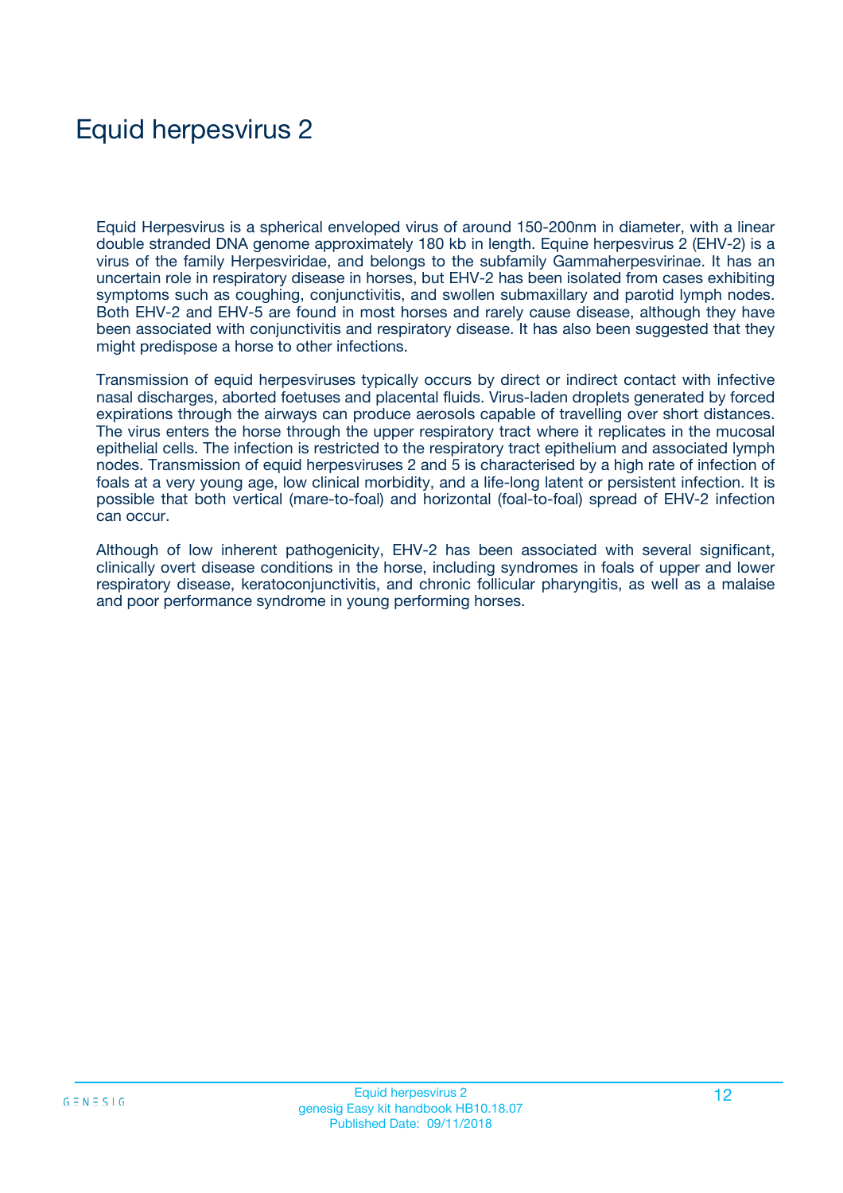# Equid herpesvirus 2

Equid Herpesvirus is a spherical enveloped virus of around 150-200nm in diameter, with a linear double stranded DNA genome approximately 180 kb in length. Equine herpesvirus 2 (EHV-2) is a virus of the family Herpesviridae, and belongs to the subfamily Gammaherpesvirinae. It has an uncertain role in respiratory disease in horses, but EHV-2 has been isolated from cases exhibiting symptoms such as coughing, conjunctivitis, and swollen submaxillary and parotid lymph nodes. Both EHV-2 and EHV-5 are found in most horses and rarely cause disease, although they have been associated with conjunctivitis and respiratory disease. It has also been suggested that they might predispose a horse to other infections.

Transmission of equid herpesviruses typically occurs by direct or indirect contact with infective nasal discharges, aborted foetuses and placental fluids. Virus-laden droplets generated by forced expirations through the airways can produce aerosols capable of travelling over short distances. The virus enters the horse through the upper respiratory tract where it replicates in the mucosal epithelial cells. The infection is restricted to the respiratory tract epithelium and associated lymph nodes. Transmission of equid herpesviruses 2 and 5 is characterised by a high rate of infection of foals at a very young age, low clinical morbidity, and a life-long latent or persistent infection. It is possible that both vertical (mare-to-foal) and horizontal (foal-to-foal) spread of EHV-2 infection can occur.

Although of low inherent pathogenicity, EHV-2 has been associated with several significant, clinically overt disease conditions in the horse, including syndromes in foals of upper and lower respiratory disease, keratoconjunctivitis, and chronic follicular pharyngitis, as well as a malaise and poor performance syndrome in young performing horses.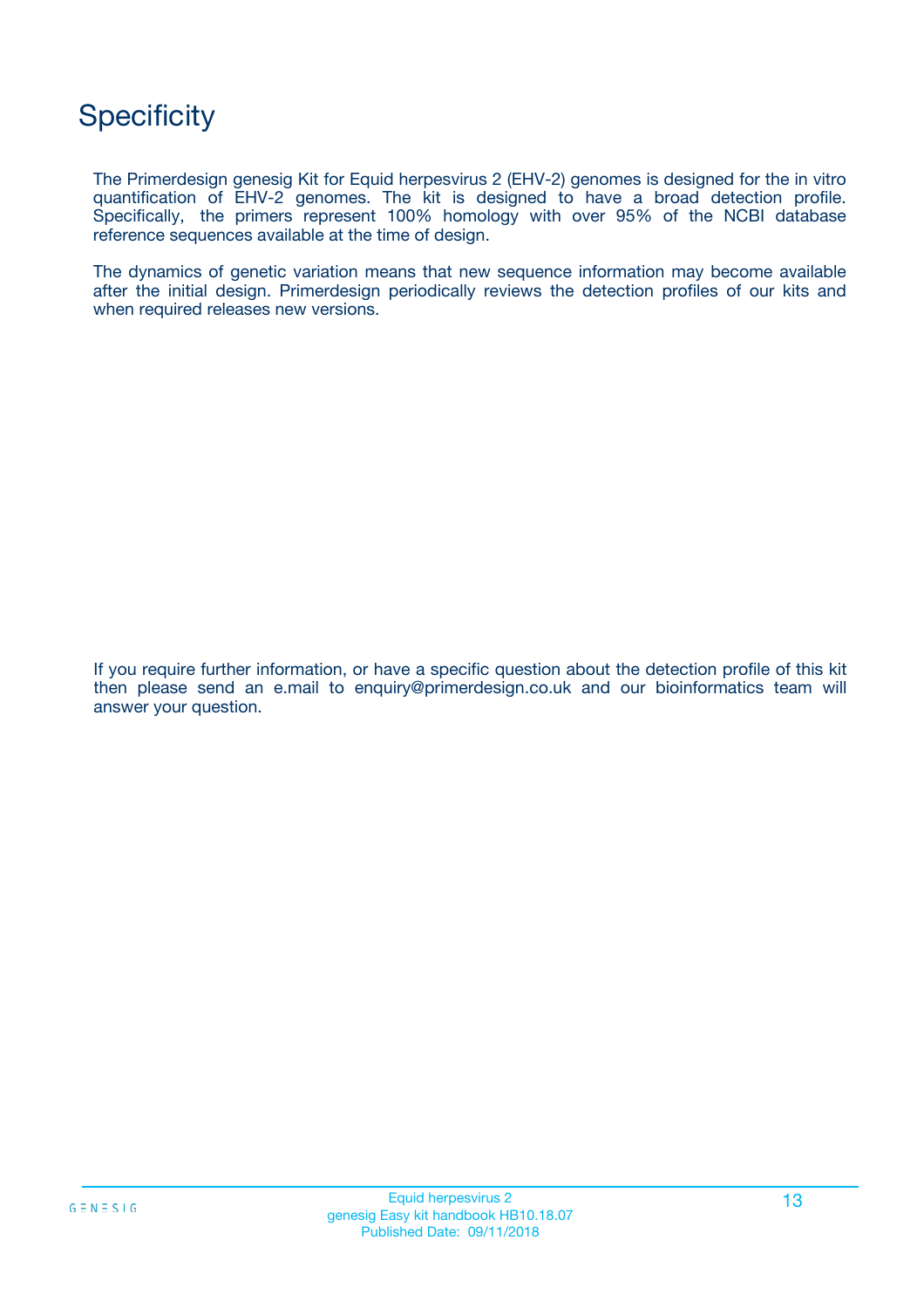# Specificity

The Primerdesign genesig Kit for Equid herpesvirus 2 (EHV-2) genomes is designed for the in vitro quantification of EHV-2 genomes. The kit is designed to have a broad detection profile. Specifically, the primers represent 100% homology with over 95% of the NCBI database reference sequences available at the time of design.

The dynamics of genetic variation means that new sequence information may become available after the initial design. Primerdesign periodically reviews the detection profiles of our kits and when required releases new versions.

If you require further information, or have a specific question about the detection profile of this kit then please send an e.mail to enquiry@primerdesign.co.uk and our bioinformatics team will answer your question.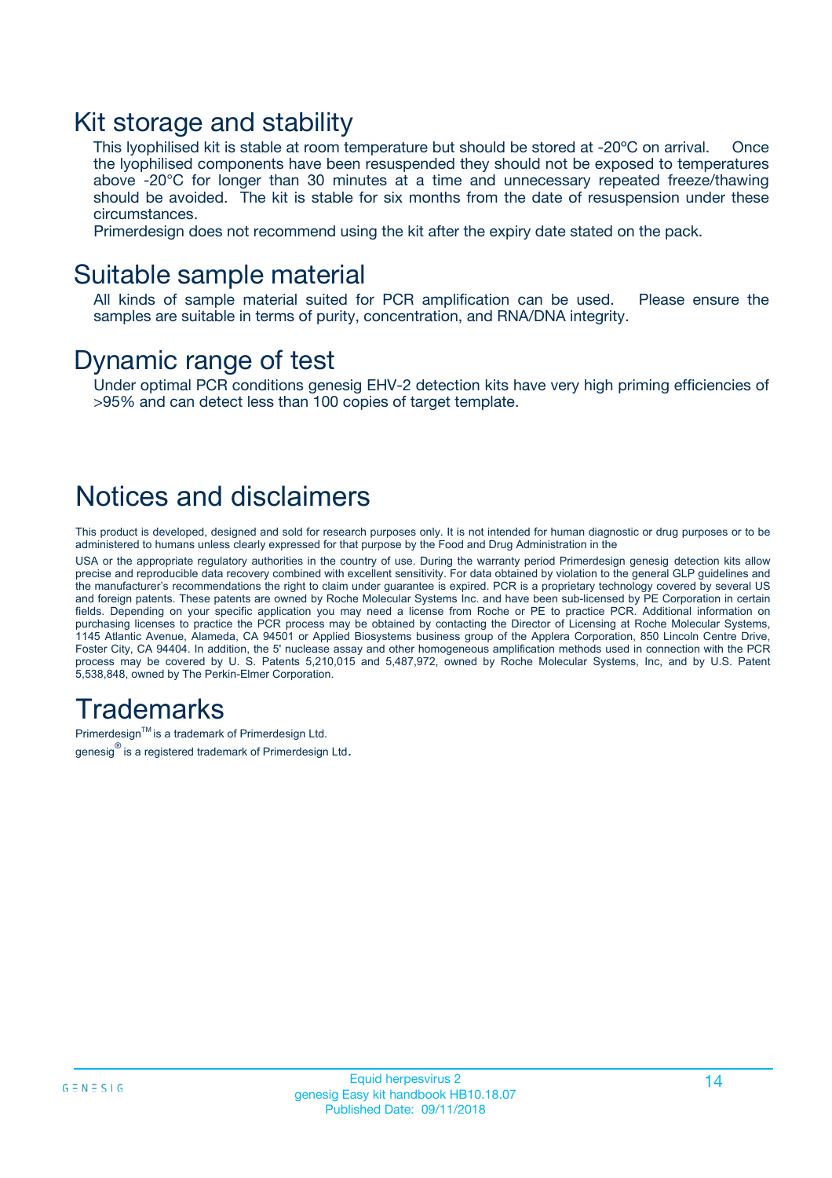## Kit storage and stability

This lyophilised kit is stable at room temperature but should be stored at -20ºC on arrival. Once the lyophilised components have been resuspended they should not be exposed to temperatures above -20°C for longer than 30 minutes at a time and unnecessary repeated freeze/thawing should be avoided. The kit is stable for six months from the date of resuspension under these circumstances.

Primerdesign does not recommend using the kit after the expiry date stated on the pack.

## Suitable sample material

All kinds of sample material suited for PCR amplification can be used. Please ensure the samples are suitable in terms of purity, concentration, and RNA/DNA integrity.

## Dynamic range of test

Under optimal PCR conditions genesig EHV-2 detection kits have very high priming efficiencies of >95% and can detect less than 100 copies of target template.

## Notices and disclaimers

This product is developed, designed and sold for research purposes only. It is not intended for human diagnostic or drug purposes or to be administered to humans unless clearly expressed for that purpose by the Food and Drug Administration in the

USA or the appropriate regulatory authorities in the country of use. During the warranty period Primerdesign genesig detection kits allow precise and reproducible data recovery combined with excellent sensitivity. For data obtained by violation to the general GLP guidelines and the manufacturer's recommendations the right to claim under guarantee is expired. PCR is a proprietary technology covered by several US and foreign patents. These patents are owned by Roche Molecular Systems Inc. and have been sub-licensed by PE Corporation in certain fields. Depending on your specific application you may need a license from Roche or PE to practice PCR. Additional information on purchasing licenses to practice the PCR process may be obtained by contacting the Director of Licensing at Roche Molecular Systems, 1145 Atlantic Avenue, Alameda, CA 94501 or Applied Biosystems business group of the Applera Corporation, 850 Lincoln Centre Drive, Foster City, CA 94404. In addition, the 5' nuclease assay and other homogeneous amplification methods used in connection with the PCR process may be covered by U. S. Patents 5,210,015 and 5,487,972, owned by Roche Molecular Systems, Inc, and by U.S. Patent 5,538,848, owned by The Perkin-Elmer Corporation.

## Trademarks

Primerdesign™ is a trademark of Primerdesign Ltd.

genesig® is a registered trademark of Primerdesign Ltd.